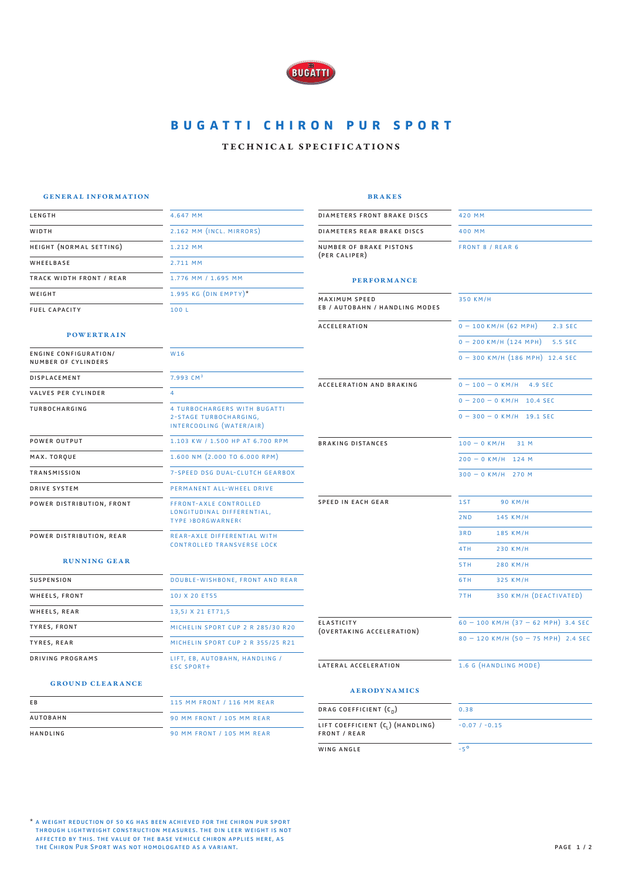# BUGATTI CHIRON PUR SPORT

## TECHNICAL SPECIFICATIONS

### GENERAL INFORMATION

| | |
|---|---|
| LENGTH | 4.647 MM |
| WIDTH | 2.162 MM (INCL. MIRRORS) |
| HEIGHT (NORMAL SETTING) | 1.212 MM |
| WHEELBASE | 2.711 MM |
| TRACK WIDTH FRONT / REAR | 1.776 MM / 1.695 MM |
| WEIGHT | 1.995 KG (DIN EMPTY)* |
| FUEL CAPACITY | 100 L |

### POWERTRAIN

| | |
|---|---|
| ENGINE CONFIGURATION/ NUMBER OF CYLINDERS | W16 |
| DISPLACEMENT | 7.993 $CM^3$ |
| VALVES PER CYLINDER | 4 |
| TURBOCHARGING | 4 TURBOCHARGERS WITH BUGATTI 2-STAGE TURBOCHARGING, INTERCOOLING (WATER/AIR) |
| POWER OUTPUT | 1.103 KW / 1.500 HP AT 6.700 RPM |
| MAX. TORQUE | 1.600 NM (2.000 TO 6.000 RPM) |
| TRANSMISSION | 7-SPEED DSG DUAL-CLUTCH GEARBOX |
| DRIVE SYSTEM | PERMANENT ALL-WHEEL DRIVE |
| POWER DISTRIBUTION, FRONT | FFRONT-AXLE CONTROLLED LONGITUDINAL DIFFERENTIAL, TYPE ›BORGWARNER‹ |
| POWER DISTRIBUTION, REAR | REAR-AXLE DIFFERENTIAL WITH CONTROLLED TRANSVERSE LOCK |

### RUNNING GEAR

| | |
|---|---|
| SUSPENSION | DOUBLE-WISHBONE, FRONT AND REAR |
| WHEELS, FRONT | 10J X 20 ET55 |
| WHEELS, REAR | 13,5J X 21 ET71,5 |
| TYRES, FRONT | MICHELIN SPORT CUP 2 R 285/30 R20 |
| TYRES, REAR | MICHELIN SPORT CUP 2 R 355/25 R21 |
| DRIVING PROGRAMS | LIFT, EB, AUTOBAHN, HANDLING / ESC SPORT+ |

### GROUND CLEARANCE

| | |
|---|---|
| EB | 115 MM FRONT / 116 MM REAR |
| AUTOBAHN | 90 MM FRONT / 105 MM REAR |
| HANDLING | 90 MM FRONT / 105 MM REAR |

### BRAKES

| | |
|---|---|
| DIAMETERS FRONT BRAKE DISCS | 420 MM |
| DIAMETERS REAR BRAKE DISCS | 400 MM |
| NUMBER OF BRAKE PISTONS (PER CALIPER) | FRONT 8 / REAR 6 |

### PERFORMANCE

| | |
|---|---|
| MAXIMUM SPEED EB / AUTOBAHN / HANDLING MODES | 350 KM/H |
| ACCELERATION | 0 – 100 KM/H (62 MPH) 2.3 SEC |
| | 0 – 200 KM/H (124 MPH) 5.5 SEC |
| | 0 – 300 KM/H (186 MPH) 12.4 SEC |
| ACCELERATION AND BRAKING | 0 – 100 – 0 KM/H 4.9 SEC |
| | 0 – 200 – 0 KM/H 10.4 SEC |
| | 0 – 300 – 0 KM/H 19.1 SEC |
| BRAKING DISTANCES | 100 – 0 KM/H 31 M |
| | 200 – 0 KM/H 124 M |
| | 300 – 0 KM/H 270 M |
| SPEED IN EACH GEAR | 1ST 90 KM/H |
| | 2ND 145 KM/H |
| | 3RD 185 KM/H |
| | 4TH 230 KM/H |
| | 5TH 280 KM/H |
| | 6TH 325 KM/H |
| | 7TH 350 KM/H (DEACTIVATED) |
| ELASTICITY (OVERTAKING ACCELERATION) | 60 – 100 KM/H (37 – 62 MPH) 3.4 SEC |
| | 80 – 120 KM/H (50 – 75 MPH) 2.4 SEC |
| LATERAL ACCELERATION | 1.6 G (HANDLING MODE) |

### AERODYNAMICS

| | |
|---|---|
| DRAG COEFFICIENT ($C_D$) | 0.38 |
| LIFT COEFFICIENT ($C_L$) (HANDLING) FRONT / REAR | -0.07 / -0.15 |
| WING ANGLE | -5° |

\* A WEIGHT REDUCTION OF 50 KG HAS BEEN ACHIEVED FOR THE CHIRON PUR SPORT THROUGH LIGHTWEIGHT CONSTRUCTION MEASURES. THE DIN LEER WEIGHT IS NOT AFFECTED BY THIS. THE VALUE OF THE BASE VEHICLE CHIRON APPLIES HERE, AS THE CHIRON PUR SPORT WAS NOT HOMOLOGATED AS A VARIANT.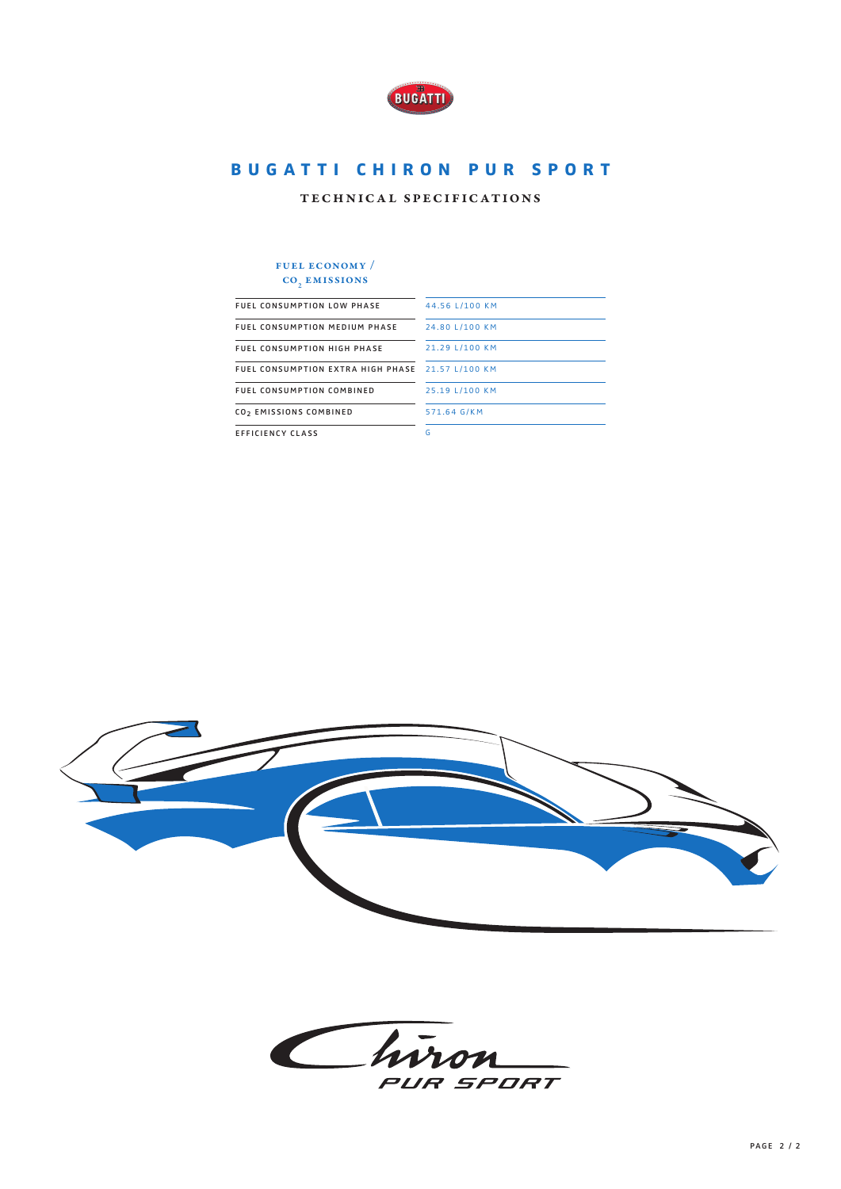# BUGATTI CHIRON PUR SPORT

## TECHNICAL SPECIFICATIONS

### FUEL ECONOMY / $CO_2$ EMISSIONS

| | |
|---|---|
| FUEL CONSUMPTION LOW PHASE | 44.56 L/100 KM |
| FUEL CONSUMPTION MEDIUM PHASE | 24.80 L/100 KM |
| FUEL CONSUMPTION HIGH PHASE | 21.29 L/100 KM |
| FUEL CONSUMPTION EXTRA HIGH PHASE | 21.57 L/100 KM |
| FUEL CONSUMPTION COMBINED | 25.19 L/100 KM |
| $CO_2$ EMISSIONS COMBINED | 571.64 G/KM |
| EFFICIENCY CLASS | G |